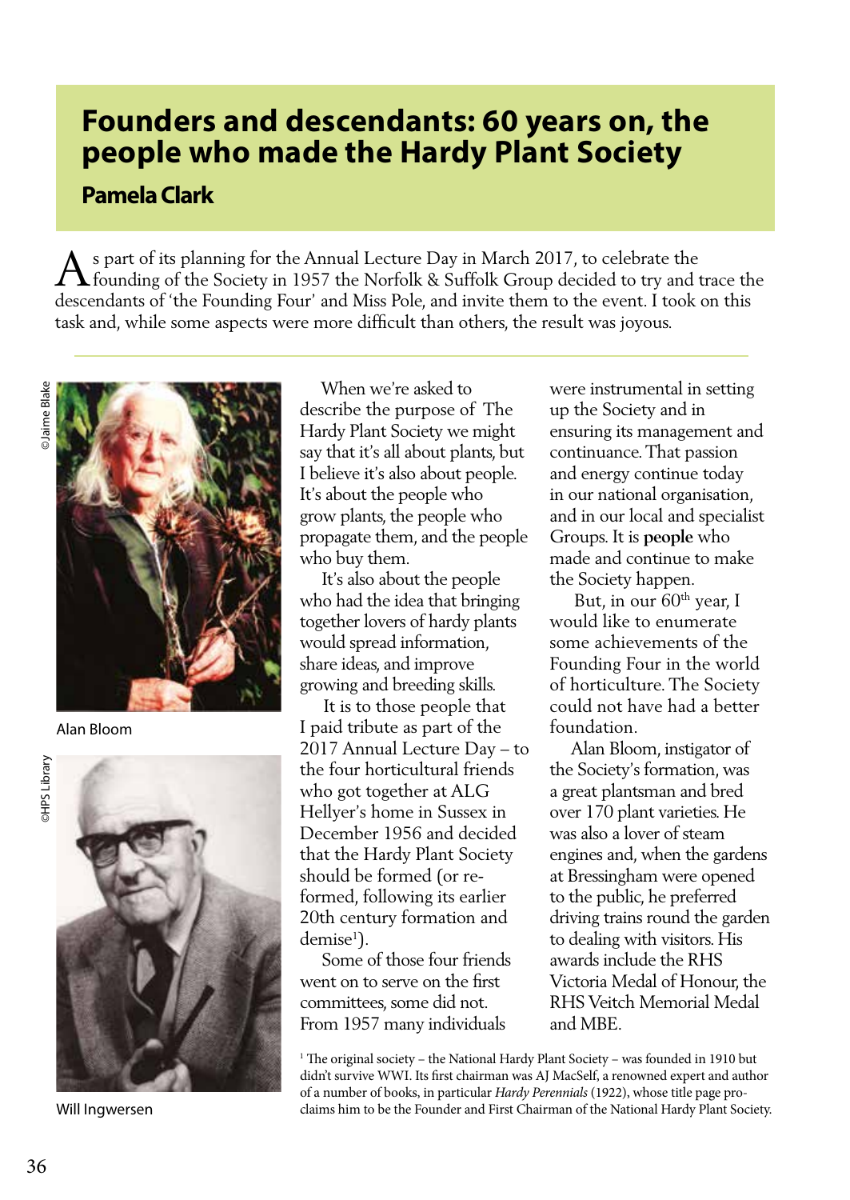# Founders and descendants: 60 years on, the people who made the Hardy Plant Society

## Pamela Clark

As part of its planning for the Annual Lecture Day in March 2017, to celebrate the founding of the Society in 1957 the Norfolk & Suffolk Group decided to try and trace the descendants of 'the Founding Four' and Miss Pole, and invite them to the event. I took on this task and, while some aspects were more difficult than others, the result was joyous.

©Jaime Blake

Alan Bloom

©HPS Library

Will Ingwersen

When we're asked to describe the purpose of The Hardy Plant Society we might say that it's all about plants, but I believe it's also about people. It's about the people who grow plants, the people who propagate them, and the people who buy them.

It's also about the people who had the idea that bringing together lovers of hardy plants would spread information, share ideas, and improve growing and breeding skills.

It is to those people that I paid tribute as part of the 2017 Annual Lecture Day – to the four horticultural friends who got together at ALG Hellyer's home in Sussex in December 1956 and decided that the Hardy Plant Society should be formed (or re-formed, following its earlier 20th century formation and demise[1]).

Some of those four friends went on to serve on the first committees, some did not. From 1957 many individuals were instrumental in setting up the Society and in ensuring its management and continuance. That passion and energy continue today in our national organisation, and in our local and specialist Groups. It is **people** who made and continue to make the Society happen.

But, in our 60th year, I would like to enumerate some achievements of the Founding Four in the world of horticulture. The Society could not have had a better foundation.

Alan Bloom, instigator of the Society's formation, was a great plantsman and bred over 170 plant varieties. He was also a lover of steam engines and, when the gardens at Bressingham were opened to the public, he preferred driving trains round the garden to dealing with visitors. His awards include the RHS Victoria Medal of Honour, the RHS Veitch Memorial Medal and MBE.

[1] The original society – the National Hardy Plant Society – was founded in 1910 but didn't survive WWI. Its first chairman was AJ MacSelf, a renowned expert and author of a number of books, in particular *Hardy Perennials* (1922), whose title page proclaims him to be the Founder and First Chairman of the National Hardy Plant Society.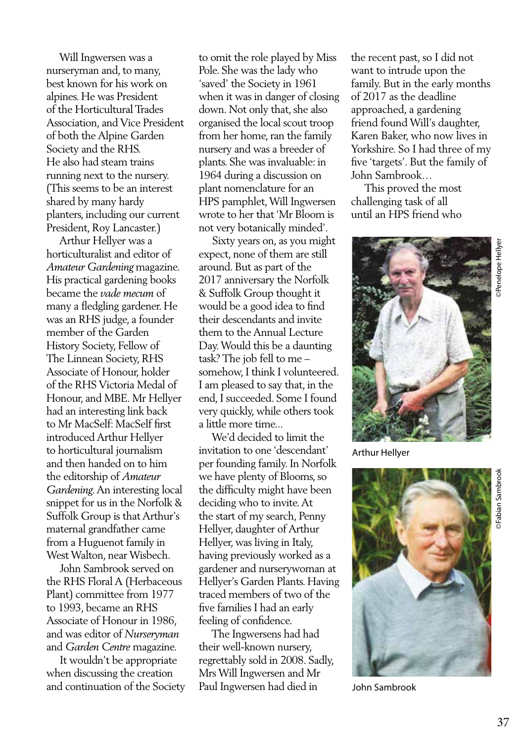Will Ingwersen was a nurseryman and, to many, best known for his work on alpines. He was President of the Horticultural Trades Association, and Vice President of both the Alpine Garden Society and the RHS. He also had steam trains running next to the nursery. (This seems to be an interest shared by many hardy planters, including our current President, Roy Lancaster.)

Arthur Hellyer was a horticulturalist and editor of *Amateur Gardening* magazine. His practical gardening books became the *vade mecum* of many a fledgling gardener. He was an RHS judge, a founder member of the Garden History Society, Fellow of The Linnean Society, RHS Associate of Honour, holder of the RHS Victoria Medal of Honour, and MBE. Mr Hellyer had an interesting link back to Mr MacSelf: MacSelf first introduced Arthur Hellyer to horticultural journalism and then handed on to him the editorship of *Amateur Gardening*. An interesting local snippet for us in the Norfolk & Suffolk Group is that Arthur's maternal grandfather came from a Huguenot family in West Walton, near Wisbech.

John Sambrook served on the RHS Floral A (Herbaceous Plant) committee from 1977 to 1993, became an RHS Associate of Honour in 1986, and was editor of *Nurseryman* and *Garden Centre* magazine.

It wouldn't be appropriate when discussing the creation and continuation of the Society to omit the role played by Miss Pole. She was the lady who 'saved' the Society in 1961 when it was in danger of closing down. Not only that, she also organised the local scout troop from her home, ran the family nursery and was a breeder of plants. She was invaluable: in 1964 during a discussion on plant nomenclature for an HPS pamphlet, Will Ingwersen wrote to her that 'Mr Bloom is not very botanically minded'.

Sixty years on, as you might expect, none of them are still around. But as part of the 2017 anniversary the Norfolk & Suffolk Group thought it would be a good idea to find their descendants and invite them to the Annual Lecture Day. Would this be a daunting task? The job fell to me – somehow, I think I volunteered. I am pleased to say that, in the end, I succeeded. Some I found very quickly, while others took a little more time...

We'd decided to limit the invitation to one 'descendant' per founding family. In Norfolk we have plenty of Blooms, so the difficulty might have been deciding who to invite. At the start of my search, Penny Hellyer, daughter of Arthur Hellyer, was living in Italy, having previously worked as a gardener and nurserywoman at Hellyer's Garden Plants. Having traced members of two of the five families I had an early feeling of confidence.

The Ingwersens had had their well-known nursery, regrettably sold in 2008. Sadly, Mrs Will Ingwersen and Mr Paul Ingwersen had died in the recent past, so I did not want to intrude upon the family. But in the early months of 2017 as the deadline approached, a gardening friend found Will's daughter, Karen Baker, who now lives in Yorkshire. So I had three of my five 'targets'. But the family of John Sambrook…

This proved the most challenging task of all until an HPS friend who

©Penelope Hellyer

Arthur Hellyer

©Fabian Sambrook

John Sambrook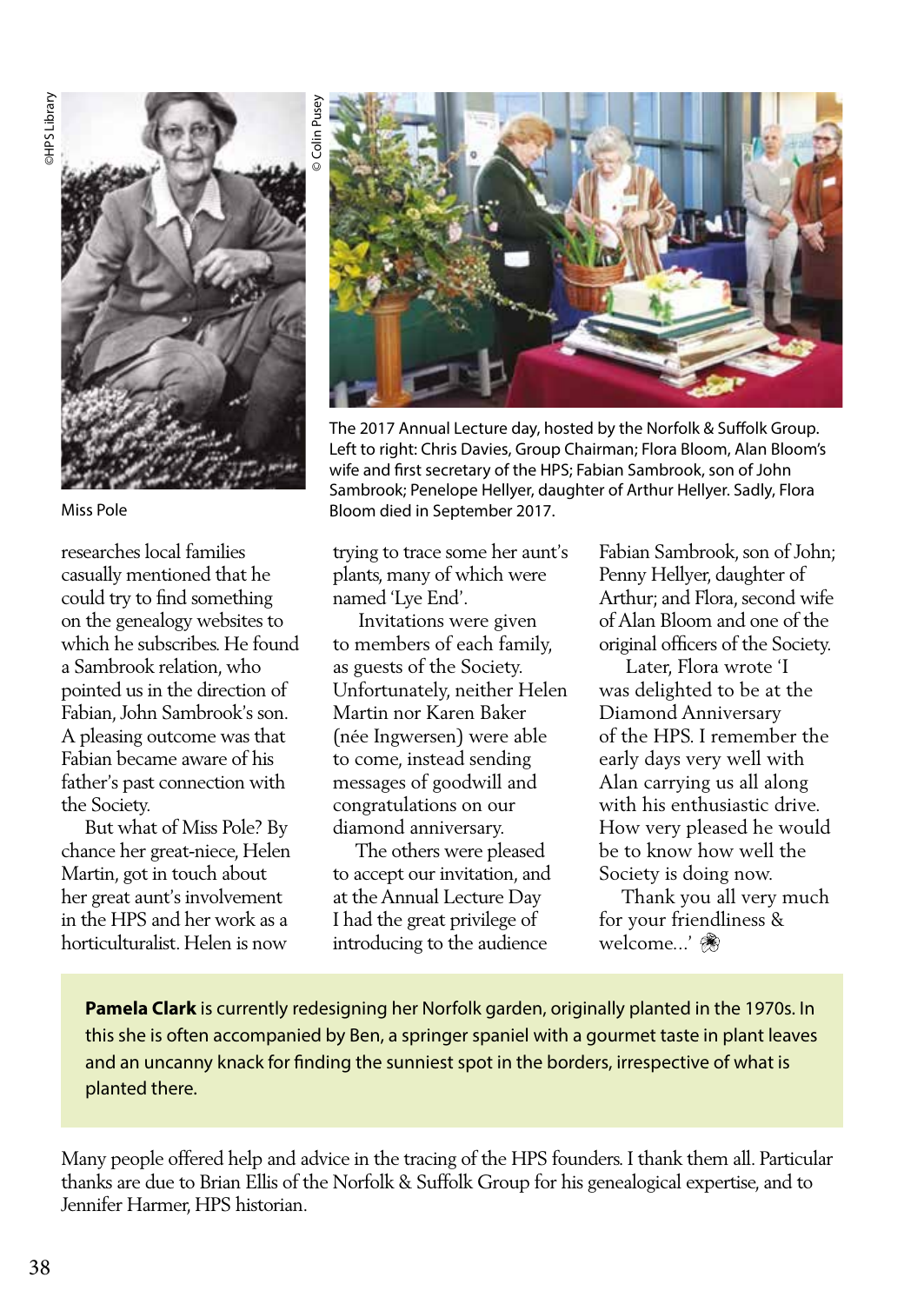Miss Pole

The 2017 Annual Lecture day, hosted by the Norfolk & Suffolk Group. Left to right: Chris Davies, Group Chairman; Flora Bloom, Alan Bloom's wife and first secretary of the HPS; Fabian Sambrook, son of John Sambrook; Penelope Hellyer, daughter of Arthur Hellyer. Sadly, Flora Bloom died in September 2017.

researches local families casually mentioned that he could try to find something on the genealogy websites to which he subscribes. He found a Sambrook relation, who pointed us in the direction of Fabian, John Sambrook's son. A pleasing outcome was that Fabian became aware of his father's past connection with the Society.

But what of Miss Pole? By chance her great-niece, Helen Martin, got in touch about her great aunt's involvement in the HPS and her work as a horticulturalist. Helen is now trying to trace some her aunt's plants, many of which were named 'Lye End'.

Invitations were given to members of each family, as guests of the Society. Unfortunately, neither Helen Martin nor Karen Baker (née Ingwersen) were able to come, instead sending messages of goodwill and congratulations on our diamond anniversary.

The others were pleased to accept our invitation, and at the Annual Lecture Day I had the great privilege of introducing to the audience Fabian Sambrook, son of John; Penny Hellyer, daughter of Arthur; and Flora, second wife of Alan Bloom and one of the original officers of the Society.

Later, Flora wrote 'I was delighted to be at the Diamond Anniversary of the HPS. I remember the early days very well with Alan carrying us all along with his enthusiastic drive. How very pleased he would be to know how well the Society is doing now.

Thank you all very much for your friendliness & welcome...'

**Pamela Clark** is currently redesigning her Norfolk garden, originally planted in the 1970s. In this she is often accompanied by Ben, a springer spaniel with a gourmet taste in plant leaves and an uncanny knack for finding the sunniest spot in the borders, irrespective of what is planted there.

Many people offered help and advice in the tracing of the HPS founders. I thank them all. Particular thanks are due to Brian Ellis of the Norfolk & Suffolk Group for his genealogical expertise, and to Jennifer Harmer, HPS historian.